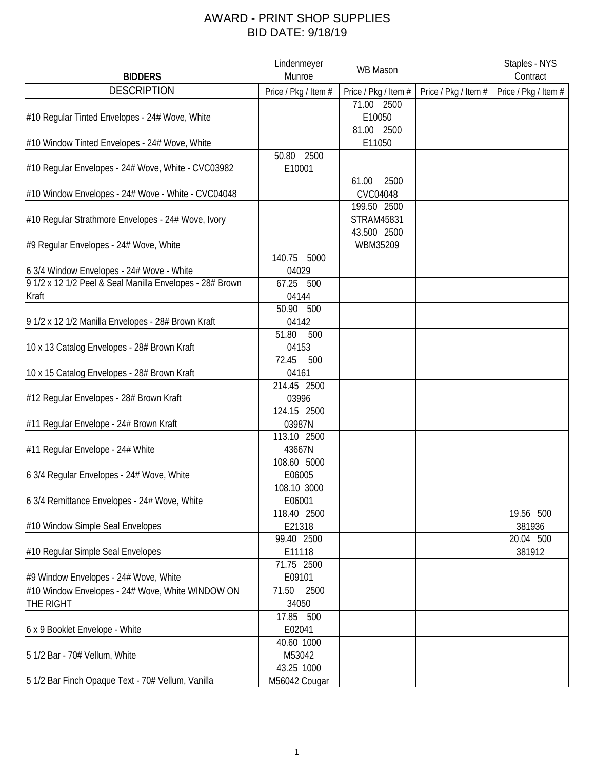# AWARD - PRINT SHOP SUPPLIES
## BID DATE: 9/18/19

| BIDDERS | Lindenmeyer Munroe | WB Mason | | Staples - NYS Contract |
|---|---|---|---|---|
| DESCRIPTION | Price / Pkg / Item # | Price / Pkg / Item # | Price / Pkg / Item # | Price / Pkg / Item # |
| #10 Regular Tinted Envelopes - 24# Wove, White | | 71.00 2500 E10050 | | |
| #10 Window Tinted Envelopes - 24# Wove, White | | 81.00 2500 E11050 | | |
| #10 Regular Envelopes - 24# Wove, White - CVC03982 | 50.80 2500 E10001 | | | |
| #10 Window Envelopes - 24# Wove - White - CVC04048 | | 61.00 2500 CVC04048 | | |
| #10 Regular Strathmore Envelopes - 24# Wove, Ivory | | 199.50 2500 STRAM45831 | | |
| #9 Regular Envelopes - 24# Wove, White | | 43.500 2500 WBM35209 | | |
| 6 3/4 Window Envelopes - 24# Wove - White | 140.75 5000 04029 | | | |
| 9 1/2 x 12 1/2 Peel & Seal Manilla Envelopes - 28# Brown Kraft | 67.25 500 04144 | | | |
| 9 1/2 x 12 1/2 Manilla Envelopes - 28# Brown Kraft | 50.90 500 04142 | | | |
| 10 x 13 Catalog Envelopes - 28# Brown Kraft | 51.80 500 04153 | | | |
| 10 x 15 Catalog Envelopes - 28# Brown Kraft | 72.45 500 04161 | | | |
| #12 Regular Envelopes - 28# Brown Kraft | 214.45 2500 03996 | | | |
| #11 Regular Envelope - 24# Brown Kraft | 124.15 2500 03987N | | | |
| #11 Regular Envelope - 24# White | 113.10 2500 43667N | | | |
| 6 3/4 Regular Envelopes - 24# Wove, White | 108.60 5000 E06005 | | | |
| 6 3/4 Remittance Envelopes - 24# Wove, White | 108.10 3000 E06001 | | | |
| #10 Window Simple Seal Envelopes | 118.40 2500 E21318 | | | 19.56 500 381936 |
| #10 Regular Simple Seal Envelopes | 99.40 2500 E11118 | | | 20.04 500 381912 |
| #9 Window Envelopes - 24# Wove, White | 71.75 2500 E09101 | | | |
| #10 Window Envelopes - 24# Wove, White WINDOW ON THE RIGHT | 71.50 2500 34050 | | | |
| 6 x 9 Booklet Envelope - White | 17.85 500 E02041 | | | |
| 5 1/2 Bar - 70# Vellum, White | 40.60 1000 M53042 | | | |
| 5 1/2 Bar Finch Opaque Text - 70# Vellum, Vanilla | 43.25 1000 M56042 Cougar | | | |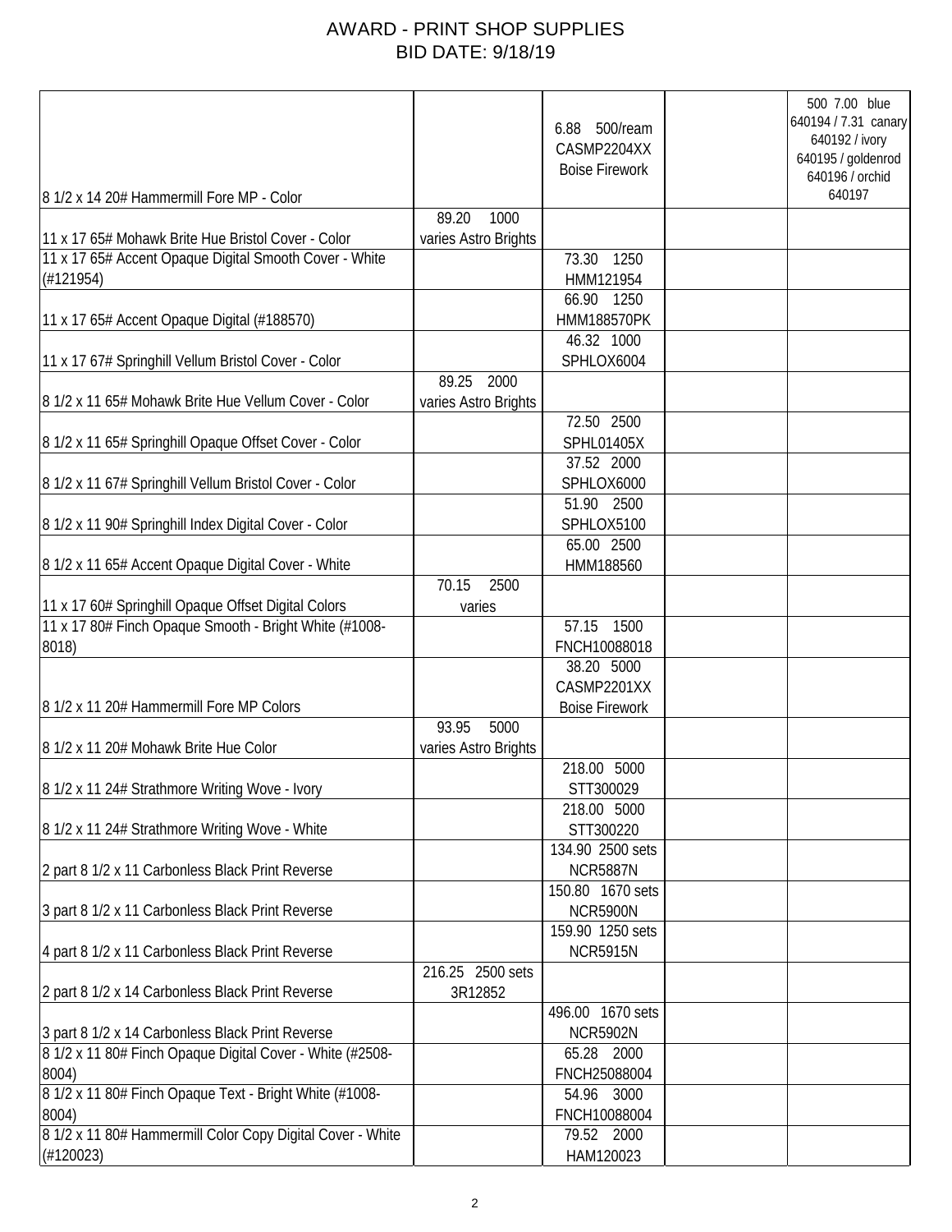# AWARD - PRINT SHOP SUPPLIES

## BID DATE: 9/18/19

| | | | | |
|---|---|---|---|---|
| 8 1/2 x 14 20# Hammermill Fore MP - Color | | 6.88 500/ream CASMP2204XX Boise Firework | | 500 7.00 blue 640194 / 7.31 canary 640192 / ivory 640195 / goldenrod 640196 / orchid 640197 |
| 11 x 17 65# Mohawk Brite Hue Bristol Cover - Color | 89.20 1000 varies Astro Brights | | | |
| 11 x 17 65# Accent Opaque Digital Smooth Cover - White (#121954) | | 73.30 1250 HMM121954 | | |
| 11 x 17 65# Accent Opaque Digital (#188570) | | 66.90 1250 HMM188570PK | | |
| 11 x 17 67# Springhill Vellum Bristol Cover - Color | | 46.32 1000 SPHLOX6004 | | |
| 8 1/2 x 11 65# Mohawk Brite Hue Vellum Cover - Color | 89.25 2000 varies Astro Brights | | | |
| 8 1/2 x 11 65# Springhill Opaque Offset Cover - Color | | 72.50 2500 SPHL01405X | | |
| 8 1/2 x 11 67# Springhill Vellum Bristol Cover - Color | | 37.52 2000 SPHLOX6000 | | |
| 8 1/2 x 11 90# Springhill Index Digital Cover - Color | | 51.90 2500 SPHLOX5100 | | |
| 8 1/2 x 11 65# Accent Opaque Digital Cover - White | | 65.00 2500 HMM188560 | | |
| 11 x 17 60# Springhill Opaque Offset Digital Colors | 70.15 2500 varies | | | |
| 11 x 17 80# Finch Opaque Smooth - Bright White (#1008-8018) | | 57.15 1500 FNCH10088018 | | |
| 8 1/2 x 11 20# Hammermill Fore MP Colors | | 38.20 5000 CASMP2201XX Boise Firework | | |
| 8 1/2 x 11 20# Mohawk Brite Hue Color | 93.95 5000 varies Astro Brights | | | |
| 8 1/2 x 11 24# Strathmore Writing Wove - Ivory | | 218.00 5000 STT300029 | | |
| 8 1/2 x 11 24# Strathmore Writing Wove - White | | 218.00 5000 STT300220 | | |
| 2 part 8 1/2 x 11 Carbonless Black Print Reverse | | 134.90 2500 sets NCR5887N | | |
| 3 part 8 1/2 x 11 Carbonless Black Print Reverse | | 150.80 1670 sets NCR5900N | | |
| 4 part 8 1/2 x 11 Carbonless Black Print Reverse | | 159.90 1250 sets NCR5915N | | |
| 2 part 8 1/2 x 14 Carbonless Black Print Reverse | 216.25 2500 sets 3R12852 | | | |
| 3 part 8 1/2 x 14 Carbonless Black Print Reverse | | 496.00 1670 sets NCR5902N | | |
| 8 1/2 x 11 80# Finch Opaque Digital Cover - White (#2508-8004) | | 65.28 2000 FNCH25088004 | | |
| 8 1/2 x 11 80# Finch Opaque Text - Bright White (#1008-8004) | | 54.96 3000 FNCH10088004 | | |
| 8 1/2 x 11 80# Hammermill Color Copy Digital Cover - White (#120023) | | 79.52 2000 HAM120023 | | |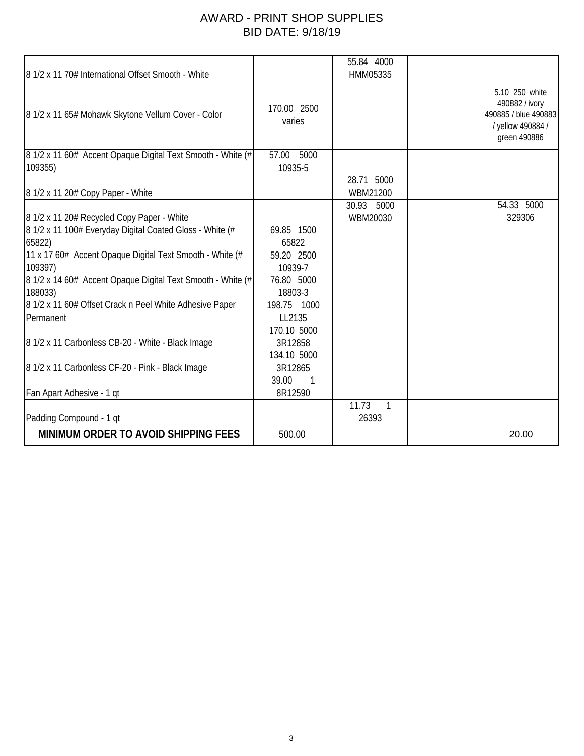# AWARD - PRINT SHOP SUPPLIES
## BID DATE: 9/18/19

| | | | | |
|---|---|---|---|---|
| 8 1/2 x 11 70# International Offset Smooth - White | | 55.84 4000 HMM05335 | | |
| 8 1/2 x 11 65# Mohawk Skytone Vellum Cover - Color | 170.00 2500 varies | | | 5.10 250 white 490882 / ivory 490885 / blue 490883 / yellow 490884 / green 490886 |
| 8 1/2 x 11 60# Accent Opaque Digital Text Smooth - White (# 109355) | 57.00 5000 10935-5 | | | |
| 8 1/2 x 11 20# Copy Paper - White | | 28.71 5000 WBM21200 | | |
| 8 1/2 x 11 20# Recycled Copy Paper - White | | 30.93 5000 WBM20030 | | 54.33 5000 329306 |
| 8 1/2 x 11 100# Everyday Digital Coated Gloss - White (# 65822) | 69.85 1500 65822 | | | |
| 11 x 17 60# Accent Opaque Digital Text Smooth - White (# 109397) | 59.20 2500 10939-7 | | | |
| 8 1/2 x 14 60# Accent Opaque Digital Text Smooth - White (# 188033) | 76.80 5000 18803-3 | | | |
| 8 1/2 x 11 60# Offset Crack n Peel White Adhesive Paper Permanent | 198.75 1000 LL2135 | | | |
| 8 1/2 x 11 Carbonless CB-20 - White - Black Image | 170.10 5000 3R12858 | | | |
| 8 1/2 x 11 Carbonless CF-20 - Pink - Black Image | 134.10 5000 3R12865 | | | |
| Fan Apart Adhesive - 1 qt | 39.00 1 8R12590 | | | |
| Padding Compound - 1 qt | | 11.73 1 26393 | | |
| **MINIMUM ORDER TO AVOID SHIPPING FEES** | 500.00 | | | 20.00 |